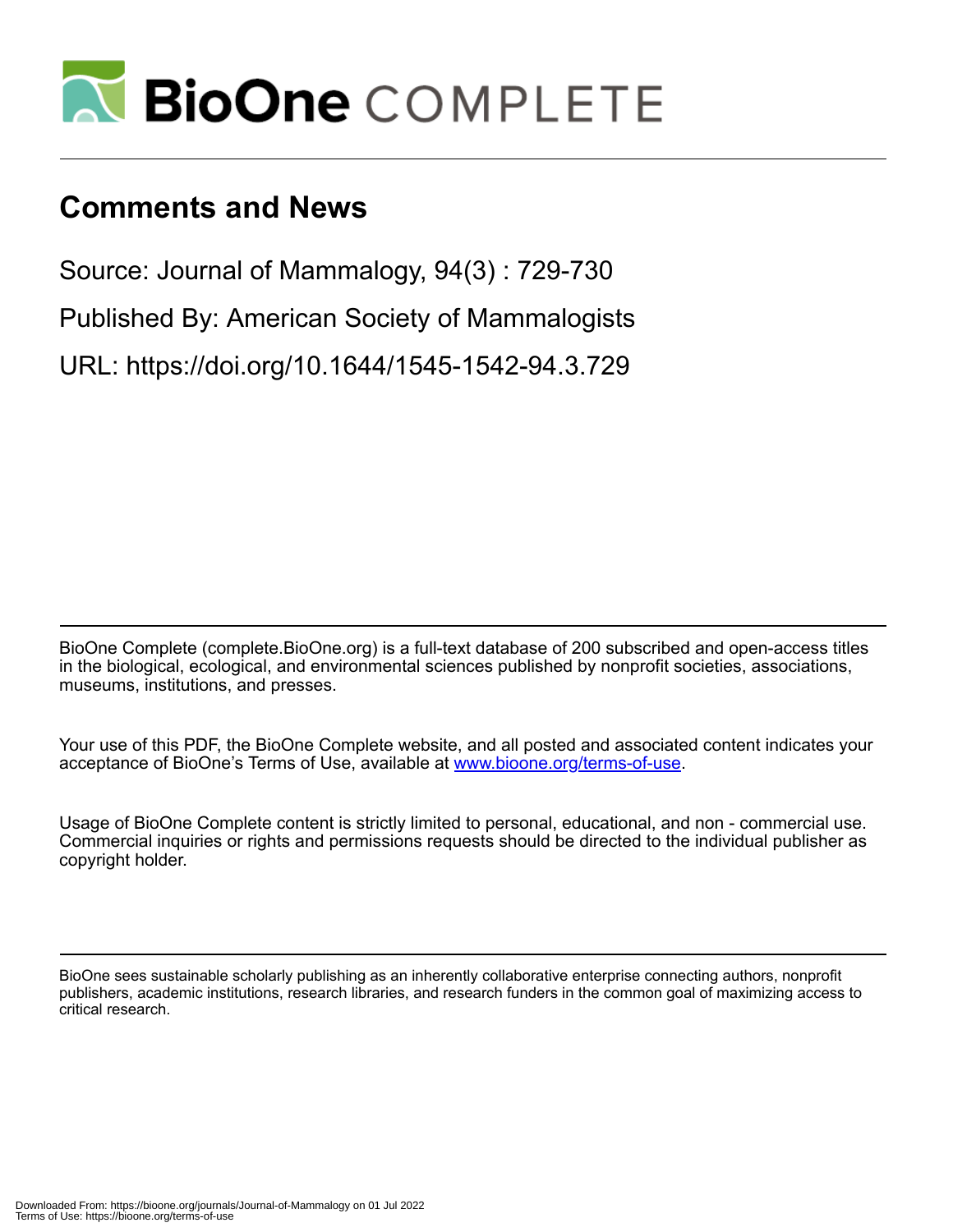# Comments and News

Source: Journal of Mammalogy, 94(3) : 729-730

Published By: American Society of Mammalogists

URL: https://doi.org/10.1644/1545-1542-94.3.729

BioOne Complete (complete.BioOne.org) is a full-text database of 200 subscribed and open-access titles in the biological, ecological, and environmental sciences published by nonprofit societies, associations, museums, institutions, and presses.

Your use of this PDF, the BioOne Complete website, and all posted and associated content indicates your acceptance of BioOne's Terms of Use, available at www.bioone.org/terms-of-use.

Usage of BioOne Complete content is strictly limited to personal, educational, and non - commercial use. Commercial inquiries or rights and permissions requests should be directed to the individual publisher as copyright holder.

BioOne sees sustainable scholarly publishing as an inherently collaborative enterprise connecting authors, nonprofit publishers, academic institutions, research libraries, and research funders in the common goal of maximizing access to critical research.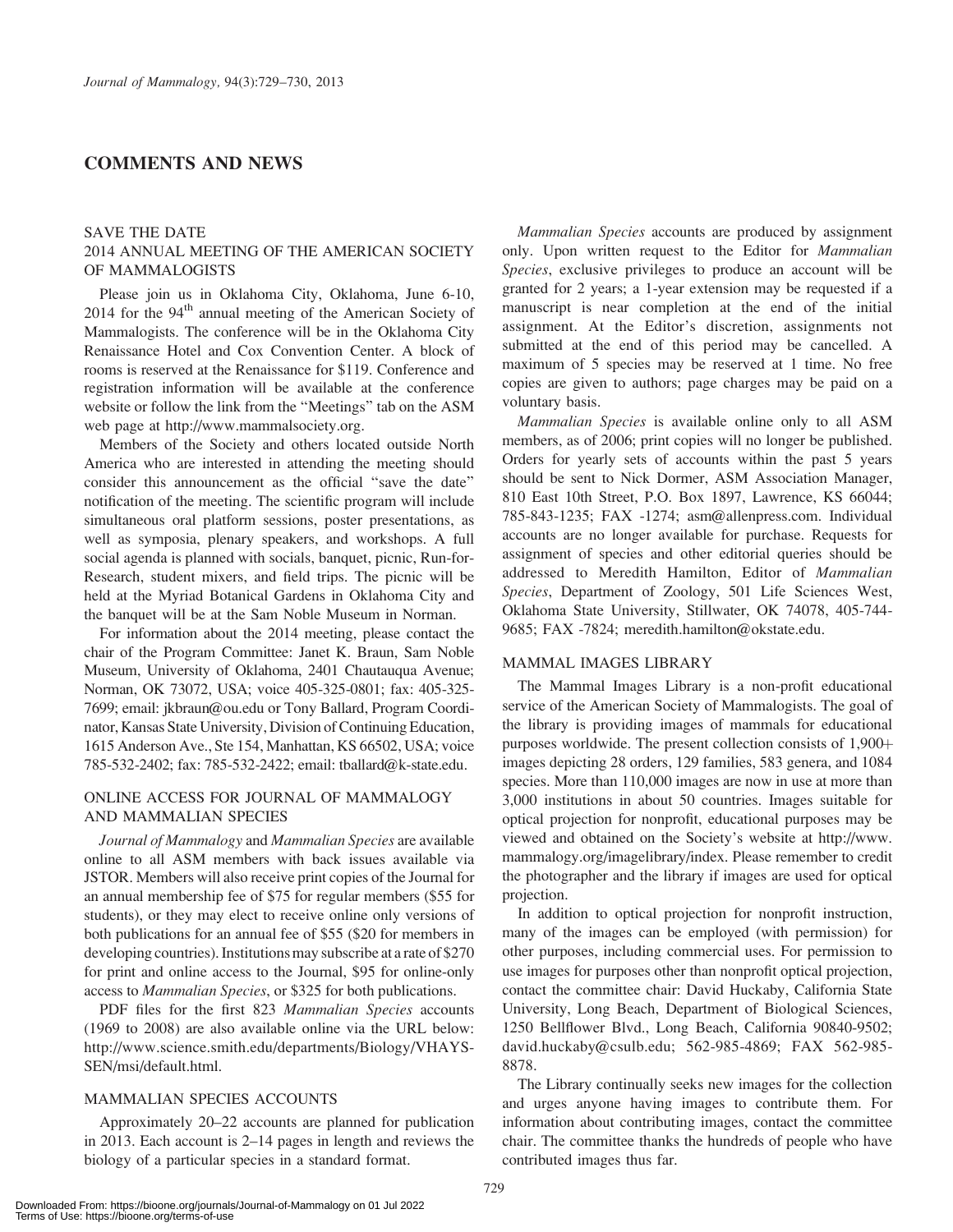# COMMENTS AND NEWS

## SAVE THE DATE

## 2014 ANNUAL MEETING OF THE AMERICAN SOCIETY OF MAMMALOGISTS

Please join us in Oklahoma City, Oklahoma, June 6-10, 2014 for the 94th annual meeting of the American Society of Mammalogists. The conference will be in the Oklahoma City Renaissance Hotel and Cox Convention Center. A block of rooms is reserved at the Renaissance for $119. Conference and registration information will be available at the conference website or follow the link from the "Meetings" tab on the ASM web page at http://www.mammalsociety.org.

Members of the Society and others located outside North America who are interested in attending the meeting should consider this announcement as the official "save the date" notification of the meeting. The scientific program will include simultaneous oral platform sessions, poster presentations, as well as symposia, plenary speakers, and workshops. A full social agenda is planned with socials, banquet, picnic, Run-for-Research, student mixers, and field trips. The picnic will be held at the Myriad Botanical Gardens in Oklahoma City and the banquet will be at the Sam Noble Museum in Norman.

For information about the 2014 meeting, please contact the chair of the Program Committee: Janet K. Braun, Sam Noble Museum, University of Oklahoma, 2401 Chautauqua Avenue; Norman, OK 73072, USA; voice 405-325-0801; fax: 405-325-7699; email: jkbraun@ou.edu or Tony Ballard, Program Coordinator, Kansas State University, Division of Continuing Education, 1615 Anderson Ave., Ste 154, Manhattan, KS 66502, USA; voice 785-532-2402; fax: 785-532-2422; email: tballard@k-state.edu.

## ONLINE ACCESS FOR JOURNAL OF MAMMALOGY AND MAMMALIAN SPECIES

*Journal of Mammalogy* and *Mammalian Species* are available online to all ASM members with back issues available via JSTOR. Members will also receive print copies of the Journal for an annual membership fee of $75 for regular members ($55 for students), or they may elect to receive online only versions of both publications for an annual fee of $55 ($20 for members in developing countries). Institutions may subscribe at a rate of $270 for print and online access to the Journal, $95 for online-only access to *Mammalian Species*, or $325 for both publications.

PDF files for the first 823 *Mammalian Species* accounts (1969 to 2008) are also available online via the URL below: http://www.science.smith.edu/departments/Biology/VHAYSSEN/msi/default.html.

## MAMMALIAN SPECIES ACCOUNTS

Approximately 20–22 accounts are planned for publication in 2013. Each account is 2–14 pages in length and reviews the biology of a particular species in a standard format.

*Mammalian Species* accounts are produced by assignment only. Upon written request to the Editor for *Mammalian Species*, exclusive privileges to produce an account will be granted for 2 years; a 1-year extension may be requested if a manuscript is near completion at the end of the initial assignment. At the Editor's discretion, assignments not submitted at the end of this period may be cancelled. A maximum of 5 species may be reserved at 1 time. No free copies are given to authors; page charges may be paid on a voluntary basis.

*Mammalian Species* is available online only to all ASM members, as of 2006; print copies will no longer be published. Orders for yearly sets of accounts within the past 5 years should be sent to Nick Dormer, ASM Association Manager, 810 East 10th Street, P.O. Box 1897, Lawrence, KS 66044; 785-843-1235; FAX -1274; asm@allenpress.com. Individual accounts are no longer available for purchase. Requests for assignment of species and other editorial queries should be addressed to Meredith Hamilton, Editor of *Mammalian Species*, Department of Zoology, 501 Life Sciences West, Oklahoma State University, Stillwater, OK 74078, 405-744-9685; FAX -7824; meredith.hamilton@okstate.edu.

## MAMMAL IMAGES LIBRARY

The Mammal Images Library is a non-profit educational service of the American Society of Mammalogists. The goal of the library is providing images of mammals for educational purposes worldwide. The present collection consists of 1,900+ images depicting 28 orders, 129 families, 583 genera, and 1084 species. More than 110,000 images are now in use at more than 3,000 institutions in about 50 countries. Images suitable for optical projection for nonprofit, educational purposes may be viewed and obtained on the Society's website at http://www.mammalogy.org/imagelibrary/index. Please remember to credit the photographer and the library if images are used for optical projection.

In addition to optical projection for nonprofit instruction, many of the images can be employed (with permission) for other purposes, including commercial uses. For permission to use images for purposes other than nonprofit optical projection, contact the committee chair: David Huckaby, California State University, Long Beach, Department of Biological Sciences, 1250 Bellflower Blvd., Long Beach, California 90840-9502; david.huckaby@csulb.edu; 562-985-4869; FAX 562-985-8878.

The Library continually seeks new images for the collection and urges anyone having images to contribute them. For information about contributing images, contact the committee chair. The committee thanks the hundreds of people who have contributed images thus far.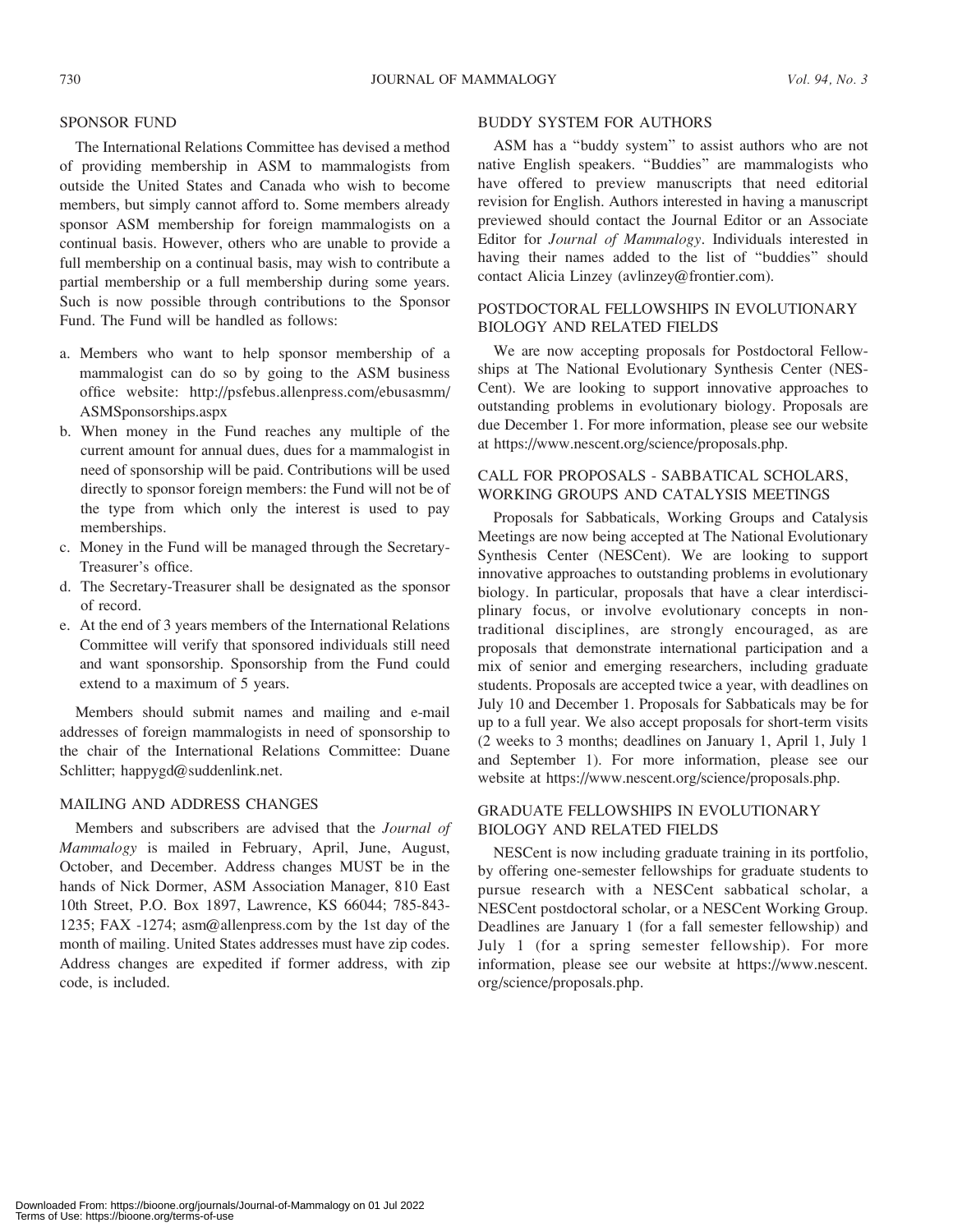## SPONSOR FUND

The International Relations Committee has devised a method of providing membership in ASM to mammalogists from outside the United States and Canada who wish to become members, but simply cannot afford to. Some members already sponsor ASM membership for foreign mammalogists on a continual basis. However, others who are unable to provide a full membership on a continual basis, may wish to contribute a partial membership or a full membership during some years. Such is now possible through contributions to the Sponsor Fund. The Fund will be handled as follows:

a. Members who want to help sponsor membership of a mammalogist can do so by going to the ASM business office website: http://psfebus.allenpress.com/ebusasmm/ASMSponsorships.aspx
b. When money in the Fund reaches any multiple of the current amount for annual dues, dues for a mammalogist in need of sponsorship will be paid. Contributions will be used directly to sponsor foreign members: the Fund will not be of the type from which only the interest is used to pay memberships.
c. Money in the Fund will be managed through the Secretary-Treasurer's office.
d. The Secretary-Treasurer shall be designated as the sponsor of record.
e. At the end of 3 years members of the International Relations Committee will verify that sponsored individuals still need and want sponsorship. Sponsorship from the Fund could extend to a maximum of 5 years.

Members should submit names and mailing and e-mail addresses of foreign mammalogists in need of sponsorship to the chair of the International Relations Committee: Duane Schlitter; happygd@suddenlink.net.

## MAILING AND ADDRESS CHANGES

Members and subscribers are advised that the *Journal of Mammalogy* is mailed in February, April, June, August, October, and December. Address changes MUST be in the hands of Nick Dormer, ASM Association Manager, 810 East 10th Street, P.O. Box 1897, Lawrence, KS 66044; 785-843-1235; FAX -1274; asm@allenpress.com by the 1st day of the month of mailing. United States addresses must have zip codes. Address changes are expedited if former address, with zip code, is included.

## BUDDY SYSTEM FOR AUTHORS

ASM has a "buddy system" to assist authors who are not native English speakers. "Buddies" are mammalogists who have offered to preview manuscripts that need editorial revision for English. Authors interested in having a manuscript previewed should contact the Journal Editor or an Associate Editor for *Journal of Mammalogy*. Individuals interested in having their names added to the list of "buddies" should contact Alicia Linzey (avlinzey@frontier.com).

## POSTDOCTORAL FELLOWSHIPS IN EVOLUTIONARY BIOLOGY AND RELATED FIELDS

We are now accepting proposals for Postdoctoral Fellowships at The National Evolutionary Synthesis Center (NESCent). We are looking to support innovative approaches to outstanding problems in evolutionary biology. Proposals are due December 1. For more information, please see our website at https://www.nescent.org/science/proposals.php.

## CALL FOR PROPOSALS - SABBATICAL SCHOLARS, WORKING GROUPS AND CATALYSIS MEETINGS

Proposals for Sabbaticals, Working Groups and Catalysis Meetings are now being accepted at The National Evolutionary Synthesis Center (NESCent). We are looking to support innovative approaches to outstanding problems in evolutionary biology. In particular, proposals that have a clear interdisciplinary focus, or involve evolutionary concepts in non-traditional disciplines, are strongly encouraged, as are proposals that demonstrate international participation and a mix of senior and emerging researchers, including graduate students. Proposals are accepted twice a year, with deadlines on July 10 and December 1. Proposals for Sabbaticals may be for up to a full year. We also accept proposals for short-term visits (2 weeks to 3 months; deadlines on January 1, April 1, July 1 and September 1). For more information, please see our website at https://www.nescent.org/science/proposals.php.

## GRADUATE FELLOWSHIPS IN EVOLUTIONARY BIOLOGY AND RELATED FIELDS

NESCent is now including graduate training in its portfolio, by offering one-semester fellowships for graduate students to pursue research with a NESCent sabbatical scholar, a NESCent postdoctoral scholar, or a NESCent Working Group. Deadlines are January 1 (for a fall semester fellowship) and July 1 (for a spring semester fellowship). For more information, please see our website at https://www.nescent.org/science/proposals.php.